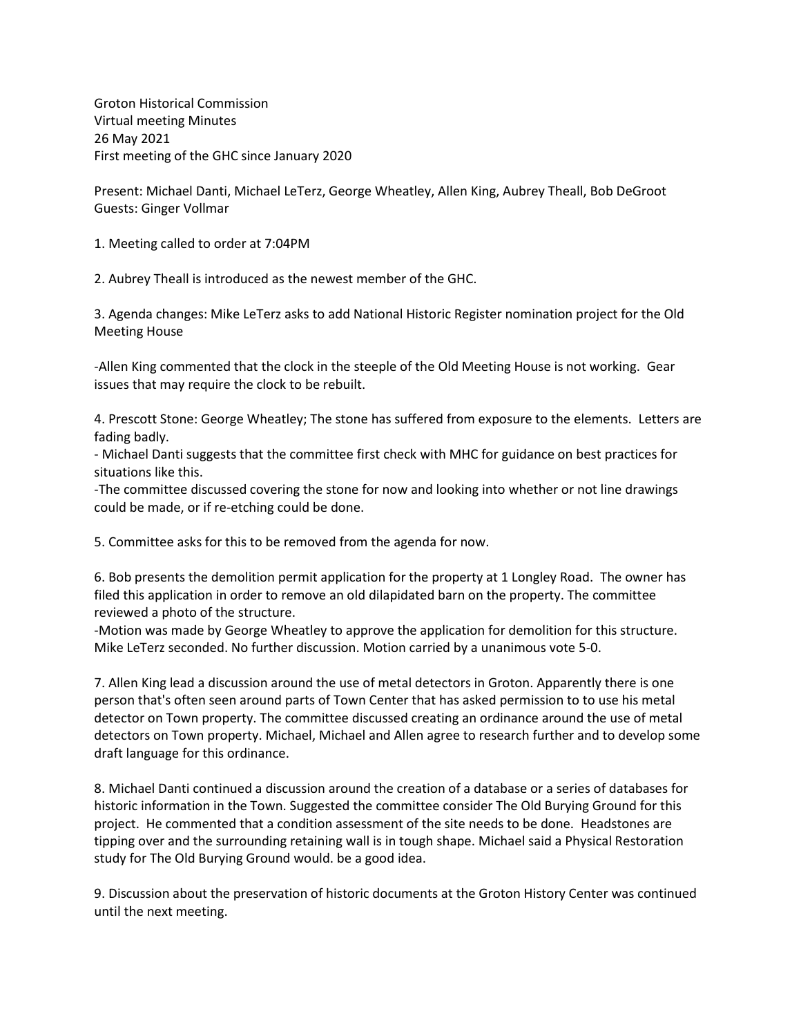Groton Historical Commission
Virtual meeting Minutes
26 May 2021
First meeting of the GHC since January 2020

Present: Michael Danti, Michael LeTerz, George Wheatley, Allen King, Aubrey Theall, Bob DeGroot
Guests: Ginger Vollmar

1. Meeting called to order at 7:04PM

2. Aubrey Theall is introduced as the newest member of the GHC.

3. Agenda changes: Mike LeTerz asks to add National Historic Register nomination project for the Old Meeting House

-Allen King commented that the clock in the steeple of the Old Meeting House is not working. Gear issues that may require the clock to be rebuilt.

4. Prescott Stone: George Wheatley; The stone has suffered from exposure to the elements. Letters are fading badly.
- Michael Danti suggests that the committee first check with MHC for guidance on best practices for situations like this.
-The committee discussed covering the stone for now and looking into whether or not line drawings could be made, or if re-etching could be done.

5. Committee asks for this to be removed from the agenda for now.

6. Bob presents the demolition permit application for the property at 1 Longley Road. The owner has filed this application in order to remove an old dilapidated barn on the property. The committee reviewed a photo of the structure.
-Motion was made by George Wheatley to approve the application for demolition for this structure. Mike LeTerz seconded. No further discussion. Motion carried by a unanimous vote 5-0.

7. Allen King lead a discussion around the use of metal detectors in Groton. Apparently there is one person that's often seen around parts of Town Center that has asked permission to to use his metal detector on Town property. The committee discussed creating an ordinance around the use of metal detectors on Town property. Michael, Michael and Allen agree to research further and to develop some draft language for this ordinance.

8. Michael Danti continued a discussion around the creation of a database or a series of databases for historic information in the Town. Suggested the committee consider The Old Burying Ground for this project. He commented that a condition assessment of the site needs to be done. Headstones are tipping over and the surrounding retaining wall is in tough shape. Michael said a Physical Restoration study for The Old Burying Ground would. be a good idea.

9. Discussion about the preservation of historic documents at the Groton History Center was continued until the next meeting.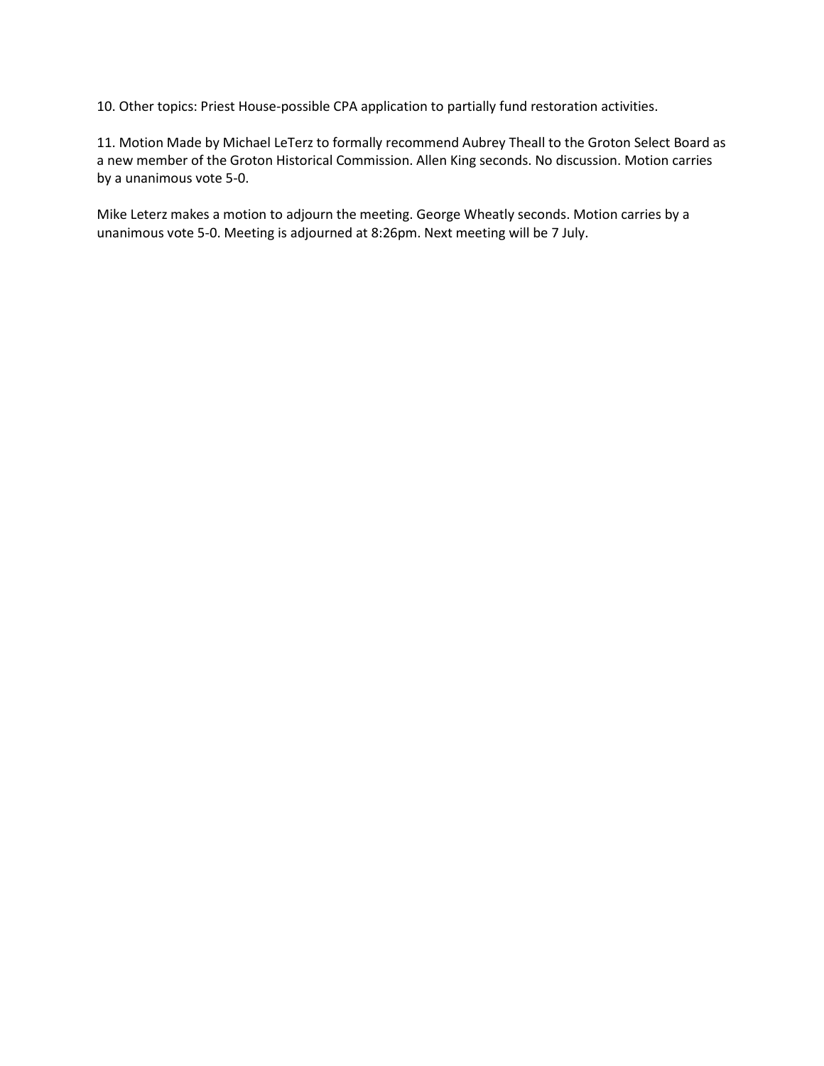10. Other topics: Priest House-possible CPA application to partially fund restoration activities.

11. Motion Made by Michael LeTerz to formally recommend Aubrey Theall to the Groton Select Board as a new member of the Groton Historical Commission. Allen King seconds. No discussion. Motion carries by a unanimous vote 5-0.

Mike Leterz makes a motion to adjourn the meeting. George Wheatly seconds. Motion carries by a unanimous vote 5-0. Meeting is adjourned at 8:26pm. Next meeting will be 7 July.